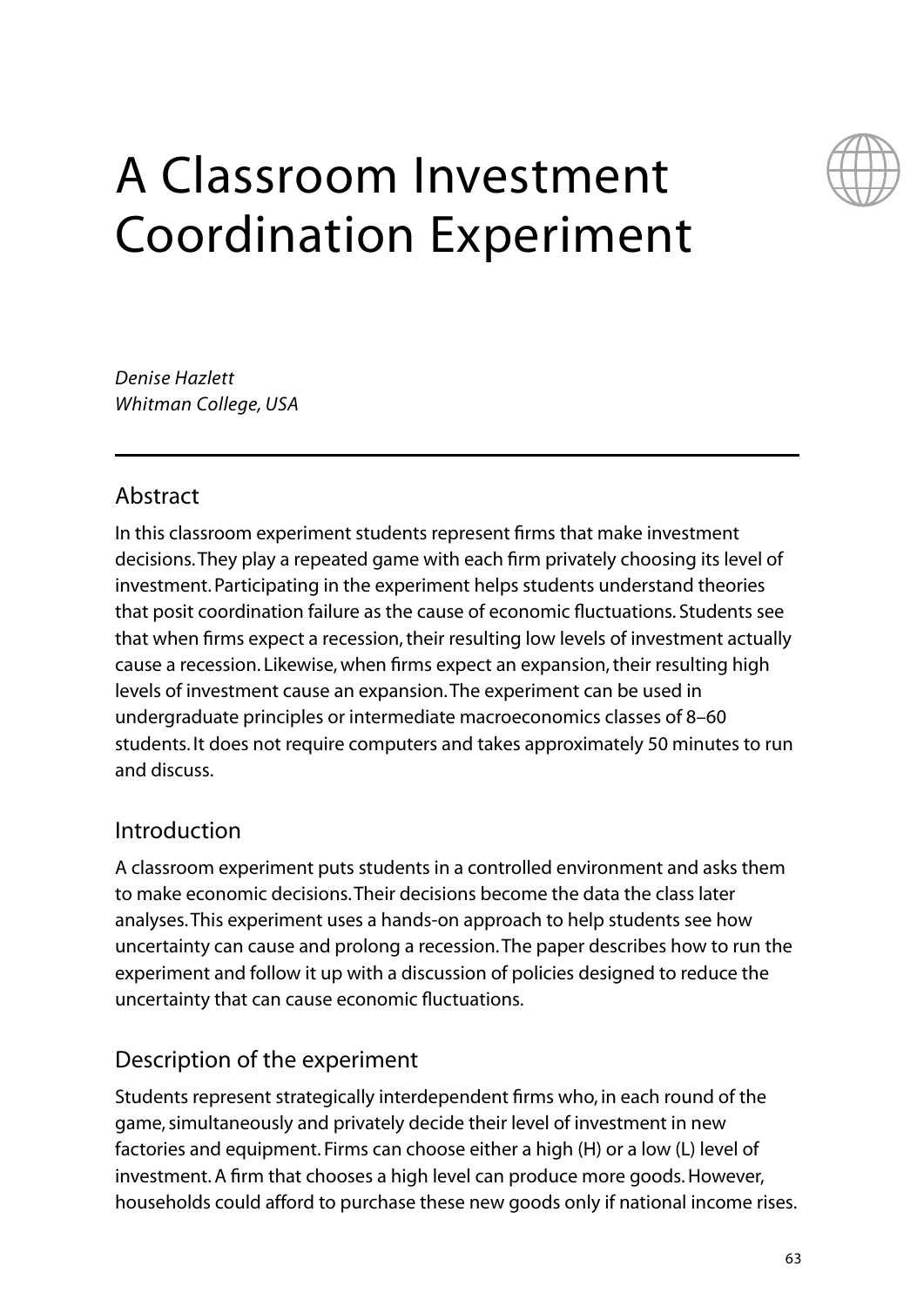# A Classroom Investment Coordination Experiment

*Denise Hazlett*
*Whitman College, USA*

## Abstract

In this classroom experiment students represent firms that make investment decisions. They play a repeated game with each firm privately choosing its level of investment. Participating in the experiment helps students understand theories that posit coordination failure as the cause of economic fluctuations. Students see that when firms expect a recession, their resulting low levels of investment actually cause a recession. Likewise, when firms expect an expansion, their resulting high levels of investment cause an expansion. The experiment can be used in undergraduate principles or intermediate macroeconomics classes of 8–60 students. It does not require computers and takes approximately 50 minutes to run and discuss.

## Introduction

A classroom experiment puts students in a controlled environment and asks them to make economic decisions. Their decisions become the data the class later analyses. This experiment uses a hands-on approach to help students see how uncertainty can cause and prolong a recession. The paper describes how to run the experiment and follow it up with a discussion of policies designed to reduce the uncertainty that can cause economic fluctuations.

## Description of the experiment

Students represent strategically interdependent firms who, in each round of the game, simultaneously and privately decide their level of investment in new factories and equipment. Firms can choose either a high (H) or a low (L) level of investment. A firm that chooses a high level can produce more goods. However, households could afford to purchase these new goods only if national income rises.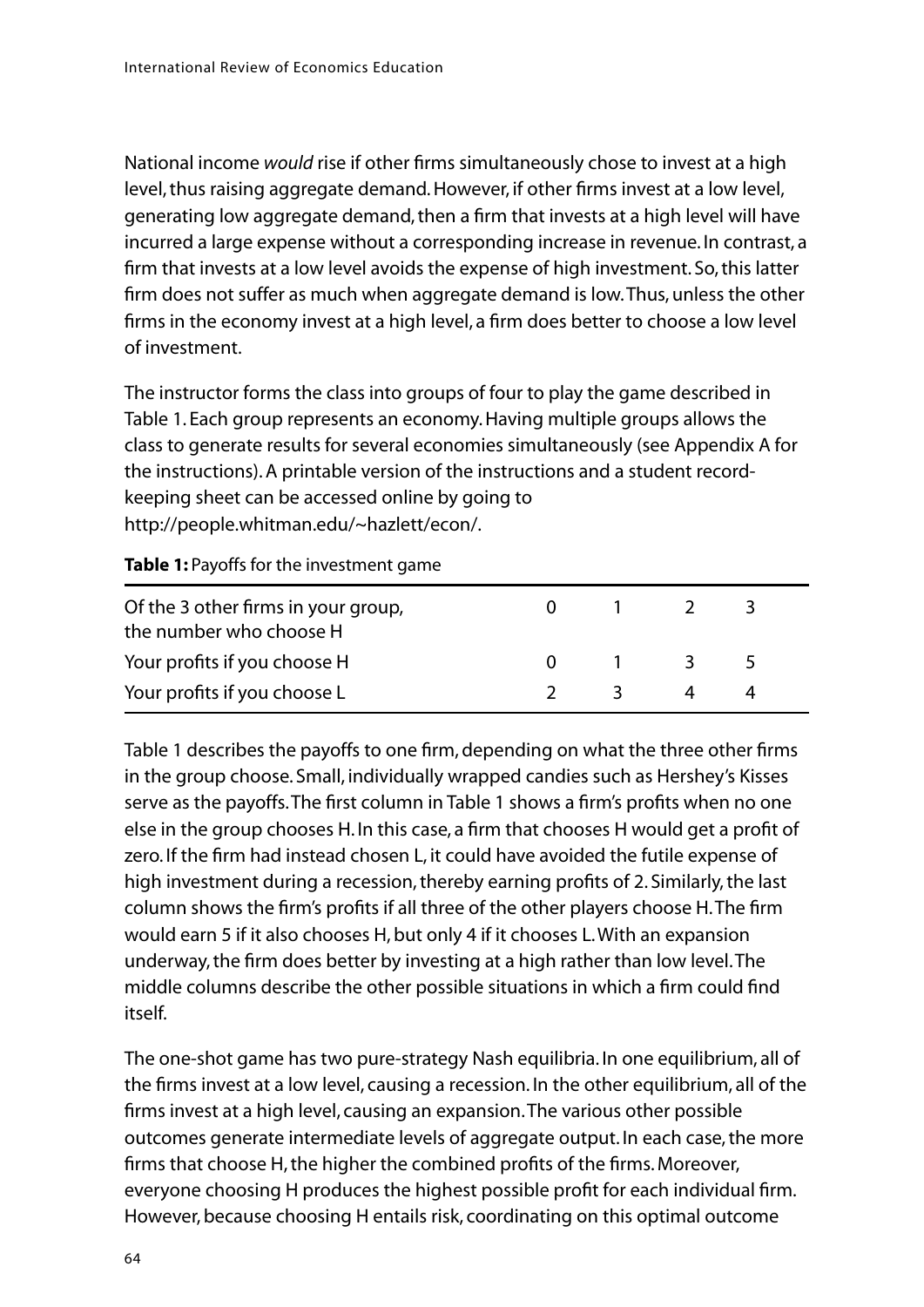National income *would* rise if other firms simultaneously chose to invest at a high level, thus raising aggregate demand. However, if other firms invest at a low level, generating low aggregate demand, then a firm that invests at a high level will have incurred a large expense without a corresponding increase in revenue. In contrast, a firm that invests at a low level avoids the expense of high investment. So, this latter firm does not suffer as much when aggregate demand is low. Thus, unless the other firms in the economy invest at a high level, a firm does better to choose a low level of investment.

The instructor forms the class into groups of four to play the game described in Table 1. Each group represents an economy. Having multiple groups allows the class to generate results for several economies simultaneously (see Appendix A for the instructions). A printable version of the instructions and a student record-keeping sheet can be accessed online by going to http://people.whitman.edu/~hazlett/econ/.

**Table 1:** Payoffs for the investment game

| Of the 3 other firms in your group, the number who choose H | 0 | 1 | 2 | 3 |
|---|---|---|---|---|
| Your profits if you choose H | 0 | 1 | 3 | 5 |
| Your profits if you choose L | 2 | 3 | 4 | 4 |

Table 1 describes the payoffs to one firm, depending on what the three other firms in the group choose. Small, individually wrapped candies such as Hershey's Kisses serve as the payoffs. The first column in Table 1 shows a firm's profits when no one else in the group chooses H. In this case, a firm that chooses H would get a profit of zero. If the firm had instead chosen L, it could have avoided the futile expense of high investment during a recession, thereby earning profits of 2. Similarly, the last column shows the firm's profits if all three of the other players choose H. The firm would earn 5 if it also chooses H, but only 4 if it chooses L. With an expansion underway, the firm does better by investing at a high rather than low level. The middle columns describe the other possible situations in which a firm could find itself.

The one-shot game has two pure-strategy Nash equilibria. In one equilibrium, all of the firms invest at a low level, causing a recession. In the other equilibrium, all of the firms invest at a high level, causing an expansion. The various other possible outcomes generate intermediate levels of aggregate output. In each case, the more firms that choose H, the higher the combined profits of the firms. Moreover, everyone choosing H produces the highest possible profit for each individual firm. However, because choosing H entails risk, coordinating on this optimal outcome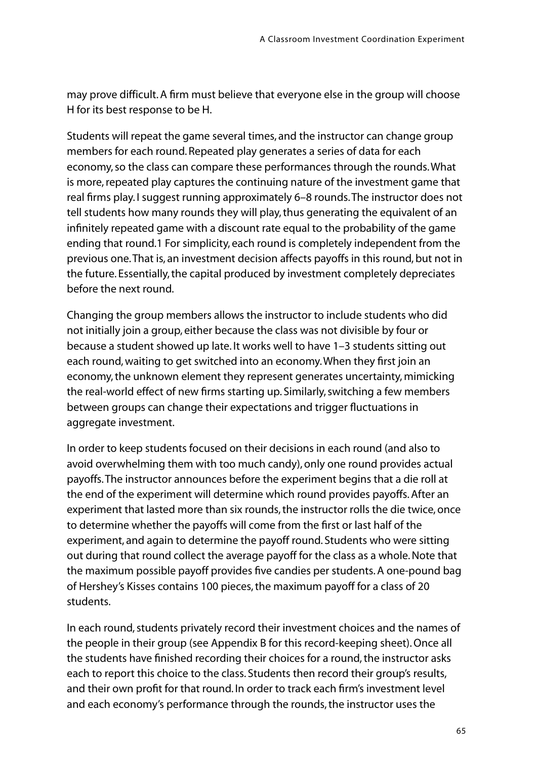may prove difficult. A firm must believe that everyone else in the group will choose H for its best response to be H.

Students will repeat the game several times, and the instructor can change group members for each round. Repeated play generates a series of data for each economy, so the class can compare these performances through the rounds. What is more, repeated play captures the continuing nature of the investment game that real firms play. I suggest running approximately 6–8 rounds. The instructor does not tell students how many rounds they will play, thus generating the equivalent of an infinitely repeated game with a discount rate equal to the probability of the game ending that round.[1] For simplicity, each round is completely independent from the previous one. That is, an investment decision affects payoffs in this round, but not in the future. Essentially, the capital produced by investment completely depreciates before the next round.

Changing the group members allows the instructor to include students who did not initially join a group, either because the class was not divisible by four or because a student showed up late. It works well to have 1–3 students sitting out each round, waiting to get switched into an economy. When they first join an economy, the unknown element they represent generates uncertainty, mimicking the real-world effect of new firms starting up. Similarly, switching a few members between groups can change their expectations and trigger fluctuations in aggregate investment.

In order to keep students focused on their decisions in each round (and also to avoid overwhelming them with too much candy), only one round provides actual payoffs. The instructor announces before the experiment begins that a die roll at the end of the experiment will determine which round provides payoffs. After an experiment that lasted more than six rounds, the instructor rolls the die twice, once to determine whether the payoffs will come from the first or last half of the experiment, and again to determine the payoff round. Students who were sitting out during that round collect the average payoff for the class as a whole. Note that the maximum possible payoff provides five candies per students. A one-pound bag of Hershey's Kisses contains 100 pieces, the maximum payoff for a class of 20 students.

In each round, students privately record their investment choices and the names of the people in their group (see Appendix B for this record-keeping sheet). Once all the students have finished recording their choices for a round, the instructor asks each to report this choice to the class. Students then record their group's results, and their own profit for that round. In order to track each firm's investment level and each economy's performance through the rounds, the instructor uses the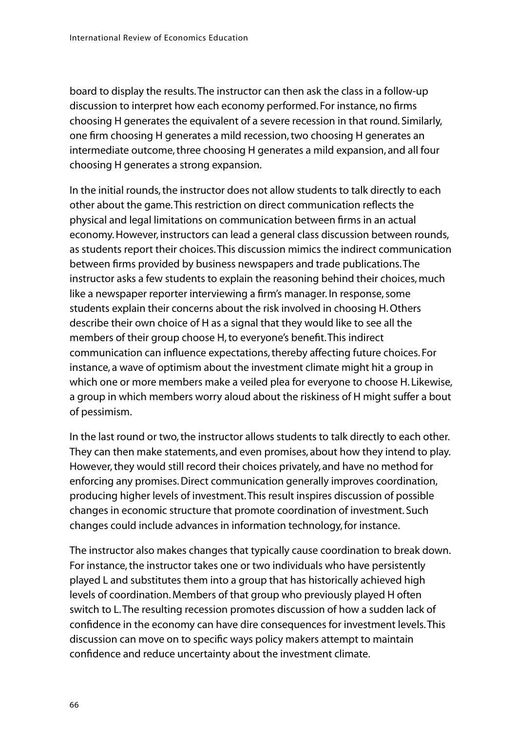board to display the results. The instructor can then ask the class in a follow-up discussion to interpret how each economy performed. For instance, no firms choosing H generates the equivalent of a severe recession in that round. Similarly, one firm choosing H generates a mild recession, two choosing H generates an intermediate outcome, three choosing H generates a mild expansion, and all four choosing H generates a strong expansion.

In the initial rounds, the instructor does not allow students to talk directly to each other about the game. This restriction on direct communication reflects the physical and legal limitations on communication between firms in an actual economy. However, instructors can lead a general class discussion between rounds, as students report their choices. This discussion mimics the indirect communication between firms provided by business newspapers and trade publications. The instructor asks a few students to explain the reasoning behind their choices, much like a newspaper reporter interviewing a firm's manager. In response, some students explain their concerns about the risk involved in choosing H. Others describe their own choice of H as a signal that they would like to see all the members of their group choose H, to everyone's benefit. This indirect communication can influence expectations, thereby affecting future choices. For instance, a wave of optimism about the investment climate might hit a group in which one or more members make a veiled plea for everyone to choose H. Likewise, a group in which members worry aloud about the riskiness of H might suffer a bout of pessimism.

In the last round or two, the instructor allows students to talk directly to each other. They can then make statements, and even promises, about how they intend to play. However, they would still record their choices privately, and have no method for enforcing any promises. Direct communication generally improves coordination, producing higher levels of investment. This result inspires discussion of possible changes in economic structure that promote coordination of investment. Such changes could include advances in information technology, for instance.

The instructor also makes changes that typically cause coordination to break down. For instance, the instructor takes one or two individuals who have persistently played L and substitutes them into a group that has historically achieved high levels of coordination. Members of that group who previously played H often switch to L. The resulting recession promotes discussion of how a sudden lack of confidence in the economy can have dire consequences for investment levels. This discussion can move on to specific ways policy makers attempt to maintain confidence and reduce uncertainty about the investment climate.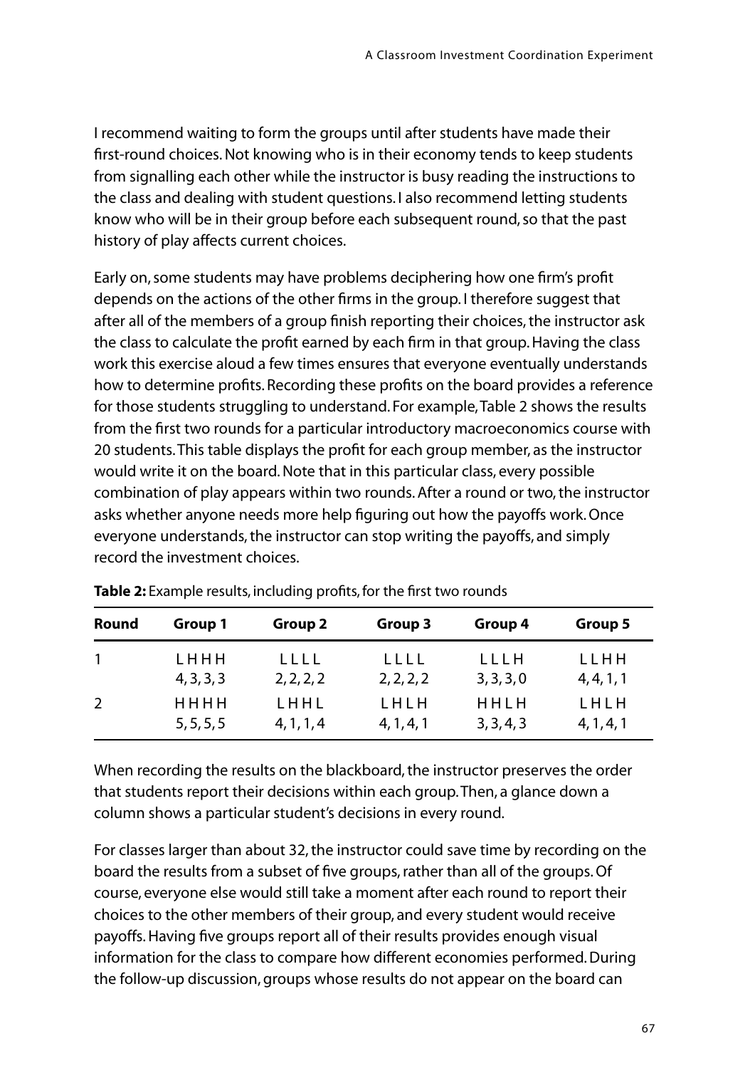I recommend waiting to form the groups until after students have made their first-round choices. Not knowing who is in their economy tends to keep students from signalling each other while the instructor is busy reading the instructions to the class and dealing with student questions. I also recommend letting students know who will be in their group before each subsequent round, so that the past history of play affects current choices.

Early on, some students may have problems deciphering how one firm's profit depends on the actions of the other firms in the group. I therefore suggest that after all of the members of a group finish reporting their choices, the instructor ask the class to calculate the profit earned by each firm in that group. Having the class work this exercise aloud a few times ensures that everyone eventually understands how to determine profits. Recording these profits on the board provides a reference for those students struggling to understand. For example, Table 2 shows the results from the first two rounds for a particular introductory macroeconomics course with 20 students. This table displays the profit for each group member, as the instructor would write it on the board. Note that in this particular class, every possible combination of play appears within two rounds. After a round or two, the instructor asks whether anyone needs more help figuring out how the payoffs work. Once everyone understands, the instructor can stop writing the payoffs, and simply record the investment choices.

**Table 2:** Example results, including profits, for the first two rounds

| Round | Group 1 | Group 2 | Group 3 | Group 4 | Group 5 |
|---|---|---|---|---|---|
| 1 | L H H H<br>4, 3, 3, 3 | L L L L<br>2, 2, 2, 2 | L L L L<br>2, 2, 2, 2 | L L L H<br>3, 3, 3, 0 | L L H H<br>4, 4, 1, 1 |
| 2 | H H H H<br>5, 5, 5, 5 | L H H L<br>4, 1, 1, 4 | L H L H<br>4, 1, 4, 1 | H H L H<br>3, 3, 4, 3 | L H L H<br>4, 1, 4, 1 |

When recording the results on the blackboard, the instructor preserves the order that students report their decisions within each group. Then, a glance down a column shows a particular student's decisions in every round.

For classes larger than about 32, the instructor could save time by recording on the board the results from a subset of five groups, rather than all of the groups. Of course, everyone else would still take a moment after each round to report their choices to the other members of their group, and every student would receive payoffs. Having five groups report all of their results provides enough visual information for the class to compare how different economies performed. During the follow-up discussion, groups whose results do not appear on the board can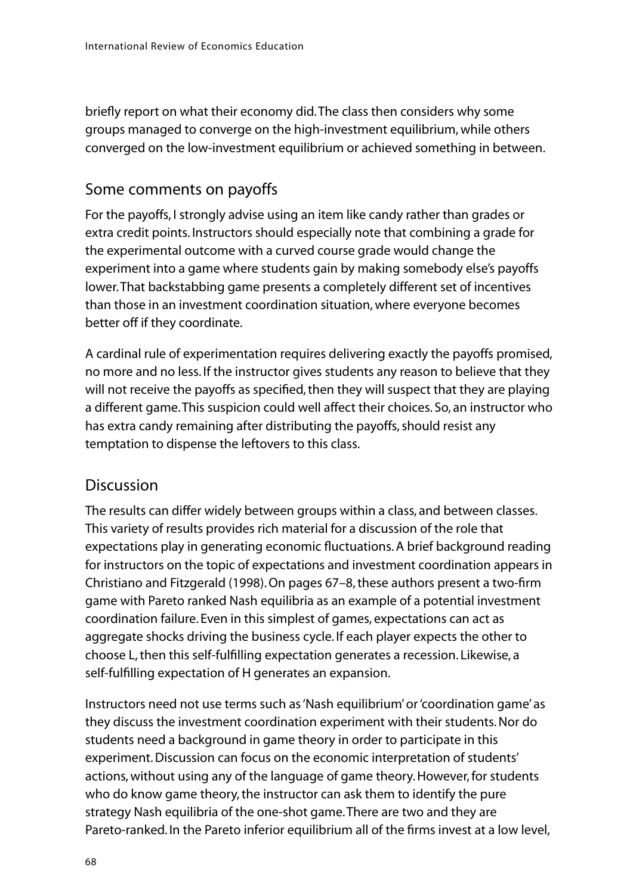briefly report on what their economy did. The class then considers why some groups managed to converge on the high-investment equilibrium, while others converged on the low-investment equilibrium or achieved something in between.

## Some comments on payoffs

For the payoffs, I strongly advise using an item like candy rather than grades or extra credit points. Instructors should especially note that combining a grade for the experimental outcome with a curved course grade would change the experiment into a game where students gain by making somebody else's payoffs lower. That backstabbing game presents a completely different set of incentives than those in an investment coordination situation, where everyone becomes better off if they coordinate.

A cardinal rule of experimentation requires delivering exactly the payoffs promised, no more and no less. If the instructor gives students any reason to believe that they will not receive the payoffs as specified, then they will suspect that they are playing a different game. This suspicion could well affect their choices. So, an instructor who has extra candy remaining after distributing the payoffs, should resist any temptation to dispense the leftovers to this class.

## Discussion

The results can differ widely between groups within a class, and between classes. This variety of results provides rich material for a discussion of the role that expectations play in generating economic fluctuations. A brief background reading for instructors on the topic of expectations and investment coordination appears in Christiano and Fitzgerald (1998). On pages 67–8, these authors present a two-firm game with Pareto ranked Nash equilibria as an example of a potential investment coordination failure. Even in this simplest of games, expectations can act as aggregate shocks driving the business cycle. If each player expects the other to choose L, then this self-fulfilling expectation generates a recession. Likewise, a self-fulfilling expectation of H generates an expansion.

Instructors need not use terms such as 'Nash equilibrium' or 'coordination game' as they discuss the investment coordination experiment with their students. Nor do students need a background in game theory in order to participate in this experiment. Discussion can focus on the economic interpretation of students' actions, without using any of the language of game theory. However, for students who do know game theory, the instructor can ask them to identify the pure strategy Nash equilibria of the one-shot game. There are two and they are Pareto-ranked. In the Pareto inferior equilibrium all of the firms invest at a low level,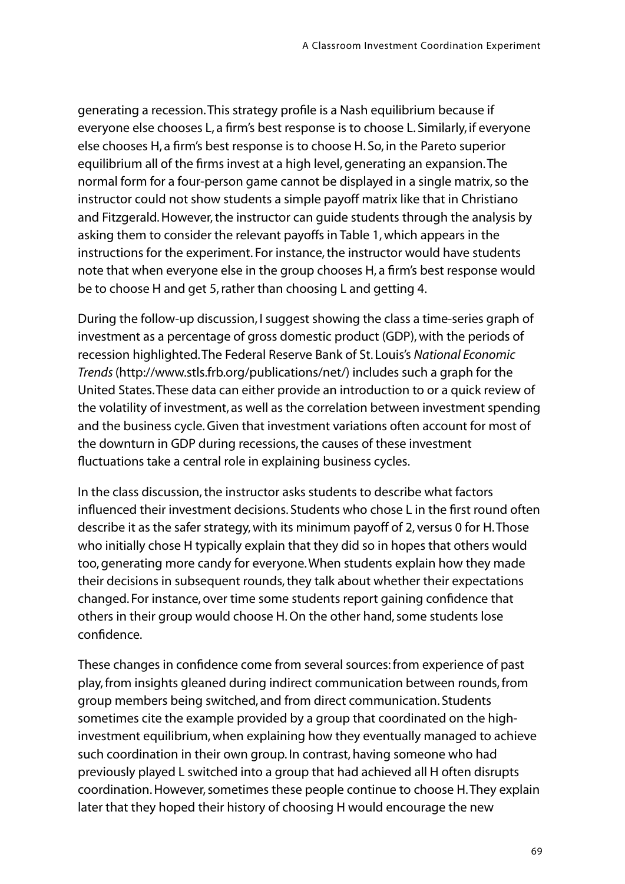generating a recession. This strategy profile is a Nash equilibrium because if everyone else chooses L, a firm's best response is to choose L. Similarly, if everyone else chooses H, a firm's best response is to choose H. So, in the Pareto superior equilibrium all of the firms invest at a high level, generating an expansion. The normal form for a four-person game cannot be displayed in a single matrix, so the instructor could not show students a simple payoff matrix like that in Christiano and Fitzgerald. However, the instructor can guide students through the analysis by asking them to consider the relevant payoffs in Table 1, which appears in the instructions for the experiment. For instance, the instructor would have students note that when everyone else in the group chooses H, a firm's best response would be to choose H and get 5, rather than choosing L and getting 4.

During the follow-up discussion, I suggest showing the class a time-series graph of investment as a percentage of gross domestic product (GDP), with the periods of recession highlighted. The Federal Reserve Bank of St. Louis's *National Economic Trends* (http://www.stls.frb.org/publications/net/) includes such a graph for the United States. These data can either provide an introduction to or a quick review of the volatility of investment, as well as the correlation between investment spending and the business cycle. Given that investment variations often account for most of the downturn in GDP during recessions, the causes of these investment fluctuations take a central role in explaining business cycles.

In the class discussion, the instructor asks students to describe what factors influenced their investment decisions. Students who chose L in the first round often describe it as the safer strategy, with its minimum payoff of 2, versus 0 for H. Those who initially chose H typically explain that they did so in hopes that others would too, generating more candy for everyone. When students explain how they made their decisions in subsequent rounds, they talk about whether their expectations changed. For instance, over time some students report gaining confidence that others in their group would choose H. On the other hand, some students lose confidence.

These changes in confidence come from several sources: from experience of past play, from insights gleaned during indirect communication between rounds, from group members being switched, and from direct communication. Students sometimes cite the example provided by a group that coordinated on the high-investment equilibrium, when explaining how they eventually managed to achieve such coordination in their own group. In contrast, having someone who had previously played L switched into a group that had achieved all H often disrupts coordination. However, sometimes these people continue to choose H. They explain later that they hoped their history of choosing H would encourage the new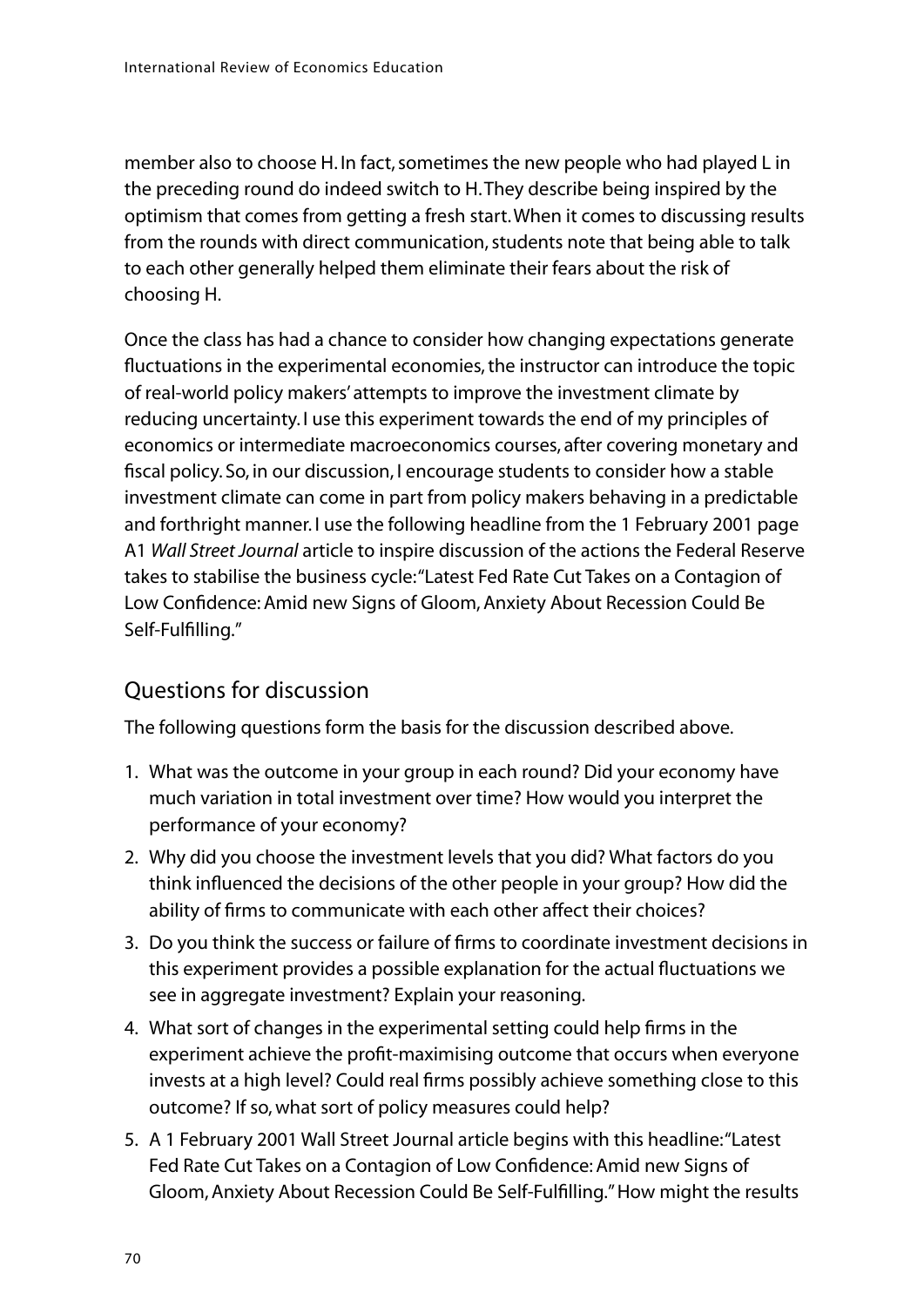member also to choose H. In fact, sometimes the new people who had played L in the preceding round do indeed switch to H. They describe being inspired by the optimism that comes from getting a fresh start. When it comes to discussing results from the rounds with direct communication, students note that being able to talk to each other generally helped them eliminate their fears about the risk of choosing H.

Once the class has had a chance to consider how changing expectations generate fluctuations in the experimental economies, the instructor can introduce the topic of real-world policy makers' attempts to improve the investment climate by reducing uncertainty. I use this experiment towards the end of my principles of economics or intermediate macroeconomics courses, after covering monetary and fiscal policy. So, in our discussion, I encourage students to consider how a stable investment climate can come in part from policy makers behaving in a predictable and forthright manner. I use the following headline from the 1 February 2001 page A1 *Wall Street Journal* article to inspire discussion of the actions the Federal Reserve takes to stabilise the business cycle: "Latest Fed Rate Cut Takes on a Contagion of Low Confidence: Amid new Signs of Gloom, Anxiety About Recession Could Be Self-Fulfilling."

## Questions for discussion

The following questions form the basis for the discussion described above.

1. What was the outcome in your group in each round? Did your economy have much variation in total investment over time? How would you interpret the performance of your economy?
2. Why did you choose the investment levels that you did? What factors do you think influenced the decisions of the other people in your group? How did the ability of firms to communicate with each other affect their choices?
3. Do you think the success or failure of firms to coordinate investment decisions in this experiment provides a possible explanation for the actual fluctuations we see in aggregate investment? Explain your reasoning.
4. What sort of changes in the experimental setting could help firms in the experiment achieve the profit-maximising outcome that occurs when everyone invests at a high level? Could real firms possibly achieve something close to this outcome? If so, what sort of policy measures could help?
5. A 1 February 2001 Wall Street Journal article begins with this headline: "Latest Fed Rate Cut Takes on a Contagion of Low Confidence: Amid new Signs of Gloom, Anxiety About Recession Could Be Self-Fulfilling." How might the results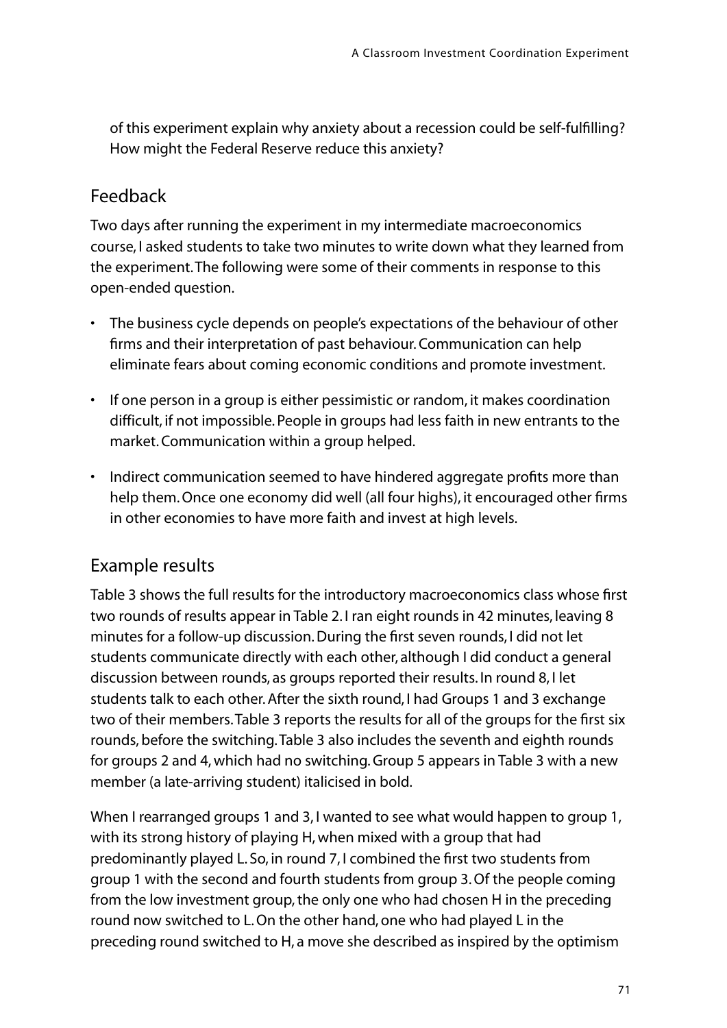of this experiment explain why anxiety about a recession could be self-fulfilling? How might the Federal Reserve reduce this anxiety?

## Feedback

Two days after running the experiment in my intermediate macroeconomics course, I asked students to take two minutes to write down what they learned from the experiment. The following were some of their comments in response to this open-ended question.

- The business cycle depends on people's expectations of the behaviour of other firms and their interpretation of past behaviour. Communication can help eliminate fears about coming economic conditions and promote investment.
- If one person in a group is either pessimistic or random, it makes coordination difficult, if not impossible. People in groups had less faith in new entrants to the market. Communication within a group helped.
- Indirect communication seemed to have hindered aggregate profits more than help them. Once one economy did well (all four highs), it encouraged other firms in other economies to have more faith and invest at high levels.

## Example results

Table 3 shows the full results for the introductory macroeconomics class whose first two rounds of results appear in Table 2. I ran eight rounds in 42 minutes, leaving 8 minutes for a follow-up discussion. During the first seven rounds, I did not let students communicate directly with each other, although I did conduct a general discussion between rounds, as groups reported their results. In round 8, I let students talk to each other. After the sixth round, I had Groups 1 and 3 exchange two of their members. Table 3 reports the results for all of the groups for the first six rounds, before the switching. Table 3 also includes the seventh and eighth rounds for groups 2 and 4, which had no switching. Group 5 appears in Table 3 with a new member (a late-arriving student) italicised in bold.

When I rearranged groups 1 and 3, I wanted to see what would happen to group 1, with its strong history of playing H, when mixed with a group that had predominantly played L. So, in round 7, I combined the first two students from group 1 with the second and fourth students from group 3. Of the people coming from the low investment group, the only one who had chosen H in the preceding round now switched to L. On the other hand, one who had played L in the preceding round switched to H, a move she described as inspired by the optimism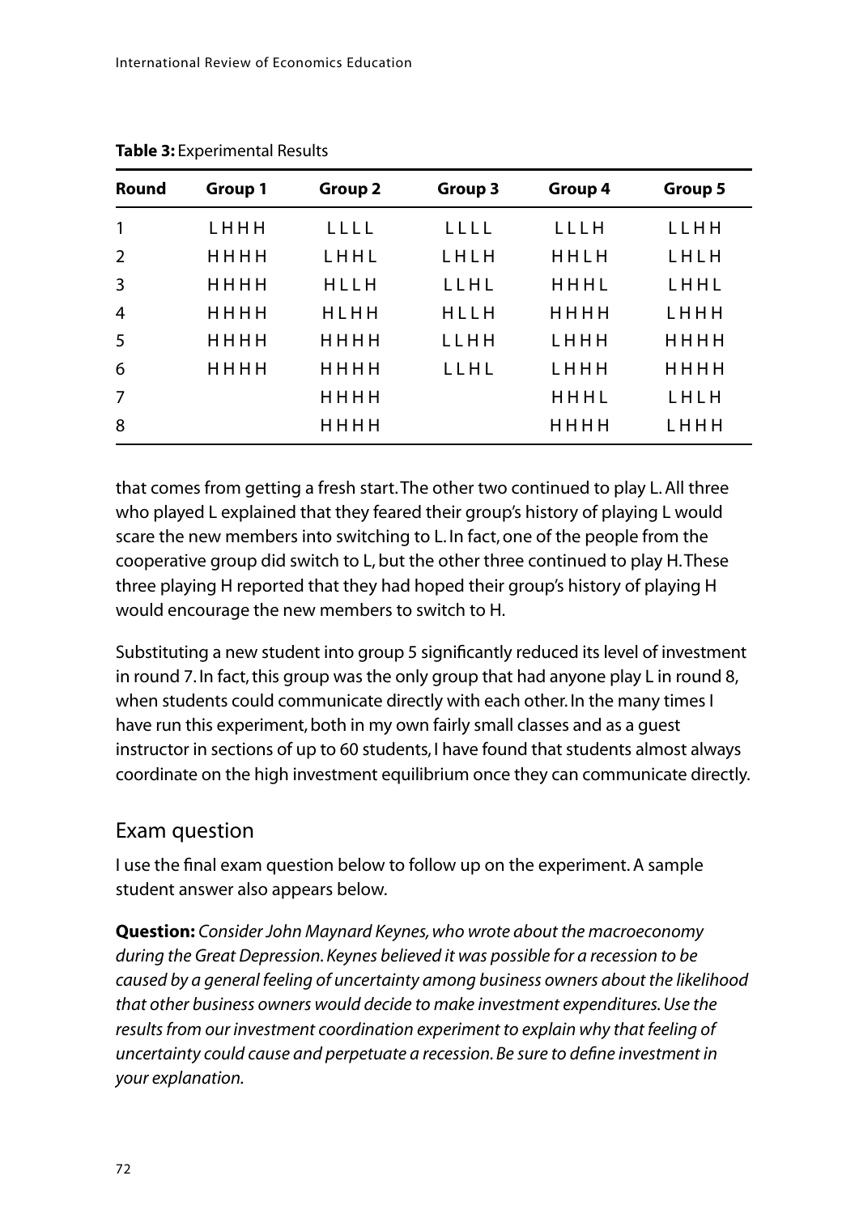**Table 3:** Experimental Results

| Round | Group 1 | Group 2 | Group 3 | Group 4 | Group 5 |
|---|---|---|---|---|---|
| 1 | L H H H | L L L L | L L L L | L L L H | L L H H |
| 2 | H H H H | L H H L | L H L H | H H L H | L H L H |
| 3 | H H H H | H L L H | L L H L | H H H L | L H H L |
| 4 | H H H H | H L H H | H L L H | H H H H | L H H H |
| 5 | H H H H | H H H H | L L H H | L H H H | H H H H |
| 6 | H H H H | H H H H | L L H L | L H H H | H H H H |
| 7 | | H H H H | | H H H L | L H L H |
| 8 | | H H H H | | H H H H | L H H H |

that comes from getting a fresh start. The other two continued to play L. All three who played L explained that they feared their group's history of playing L would scare the new members into switching to L. In fact, one of the people from the cooperative group did switch to L, but the other three continued to play H. These three playing H reported that they had hoped their group's history of playing H would encourage the new members to switch to H.

Substituting a new student into group 5 significantly reduced its level of investment in round 7. In fact, this group was the only group that had anyone play L in round 8, when students could communicate directly with each other. In the many times I have run this experiment, both in my own fairly small classes and as a guest instructor in sections of up to 60 students, I have found that students almost always coordinate on the high investment equilibrium once they can communicate directly.

## Exam question

I use the final exam question below to follow up on the experiment. A sample student answer also appears below.

**Question:** *Consider John Maynard Keynes, who wrote about the macroeconomy during the Great Depression. Keynes believed it was possible for a recession to be caused by a general feeling of uncertainty among business owners about the likelihood that other business owners would decide to make investment expenditures. Use the results from our investment coordination experiment to explain why that feeling of uncertainty could cause and perpetuate a recession. Be sure to define investment in your explanation.*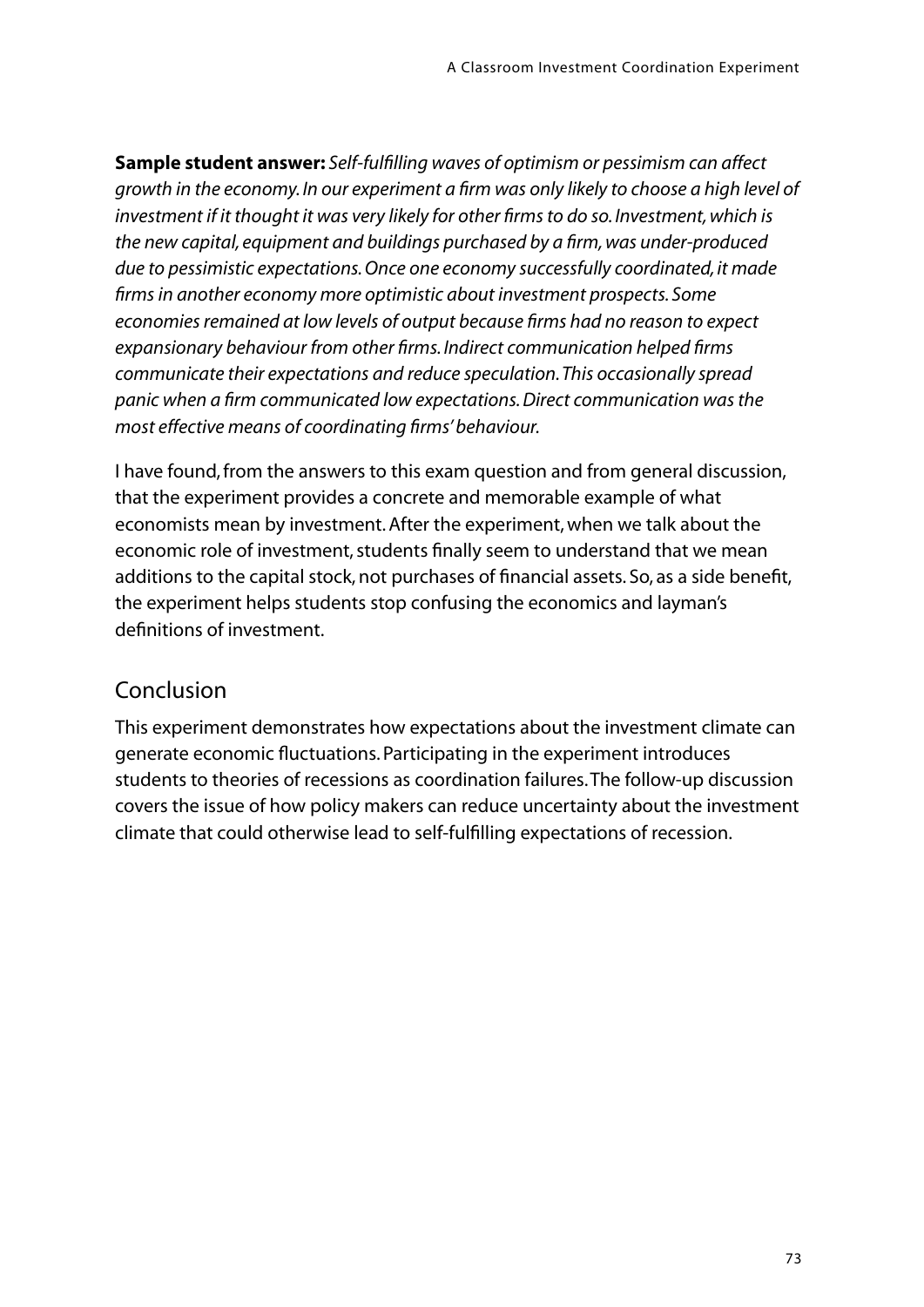**Sample student answer:** *Self-fulfilling waves of optimism or pessimism can affect growth in the economy. In our experiment a firm was only likely to choose a high level of investment if it thought it was very likely for other firms to do so. Investment, which is the new capital, equipment and buildings purchased by a firm, was under-produced due to pessimistic expectations. Once one economy successfully coordinated, it made firms in another economy more optimistic about investment prospects. Some economies remained at low levels of output because firms had no reason to expect expansionary behaviour from other firms. Indirect communication helped firms communicate their expectations and reduce speculation. This occasionally spread panic when a firm communicated low expectations. Direct communication was the most effective means of coordinating firms' behaviour.*

I have found, from the answers to this exam question and from general discussion, that the experiment provides a concrete and memorable example of what economists mean by investment. After the experiment, when we talk about the economic role of investment, students finally seem to understand that we mean additions to the capital stock, not purchases of financial assets. So, as a side benefit, the experiment helps students stop confusing the economics and layman's definitions of investment.

## Conclusion

This experiment demonstrates how expectations about the investment climate can generate economic fluctuations. Participating in the experiment introduces students to theories of recessions as coordination failures. The follow-up discussion covers the issue of how policy makers can reduce uncertainty about the investment climate that could otherwise lead to self-fulfilling expectations of recession.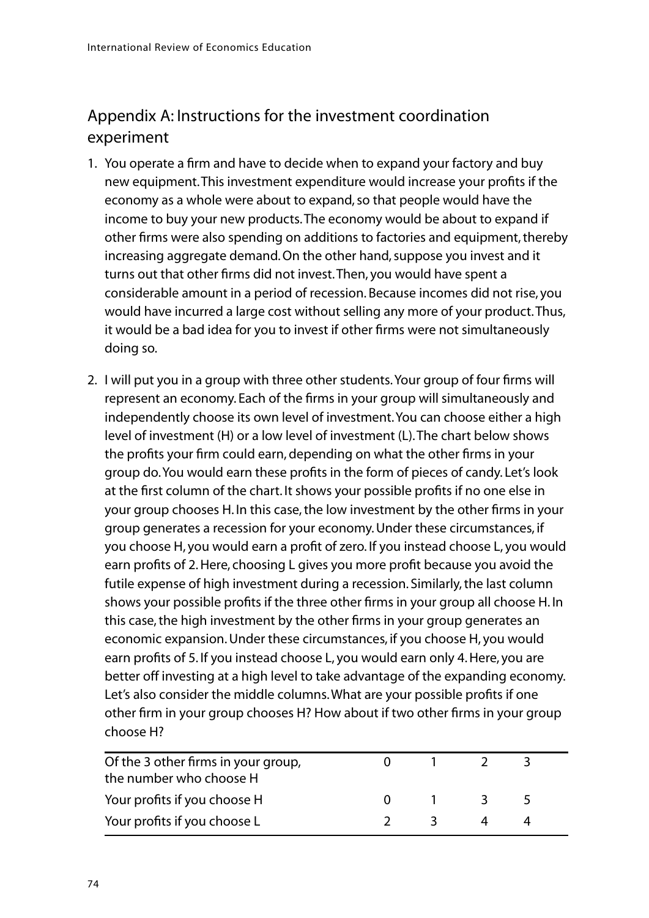## Appendix A: Instructions for the investment coordination experiment

1. You operate a firm and have to decide when to expand your factory and buy new equipment. This investment expenditure would increase your profits if the economy as a whole were about to expand, so that people would have the income to buy your new products. The economy would be about to expand if other firms were also spending on additions to factories and equipment, thereby increasing aggregate demand. On the other hand, suppose you invest and it turns out that other firms did not invest. Then, you would have spent a considerable amount in a period of recession. Because incomes did not rise, you would have incurred a large cost without selling any more of your product. Thus, it would be a bad idea for you to invest if other firms were not simultaneously doing so.

2. I will put you in a group with three other students. Your group of four firms will represent an economy. Each of the firms in your group will simultaneously and independently choose its own level of investment. You can choose either a high level of investment (H) or a low level of investment (L). The chart below shows the profits your firm could earn, depending on what the other firms in your group do. You would earn these profits in the form of pieces of candy. Let's look at the first column of the chart. It shows your possible profits if no one else in your group chooses H. In this case, the low investment by the other firms in your group generates a recession for your economy. Under these circumstances, if you choose H, you would earn a profit of zero. If you instead choose L, you would earn profits of 2. Here, choosing L gives you more profit because you avoid the futile expense of high investment during a recession. Similarly, the last column shows your possible profits if the three other firms in your group all choose H. In this case, the high investment by the other firms in your group generates an economic expansion. Under these circumstances, if you choose H, you would earn profits of 5. If you instead choose L, you would earn only 4. Here, you are better off investing at a high level to take advantage of the expanding economy. Let's also consider the middle columns. What are your possible profits if one other firm in your group chooses H? How about if two other firms in your group choose H?

| Of the 3 other firms in your group, the number who choose H | 0 | 1 | 2 | 3 |
|---|---|---|---|---|
| Your profits if you choose H | 0 | 1 | 3 | 5 |
| Your profits if you choose L | 2 | 3 | 4 | 4 |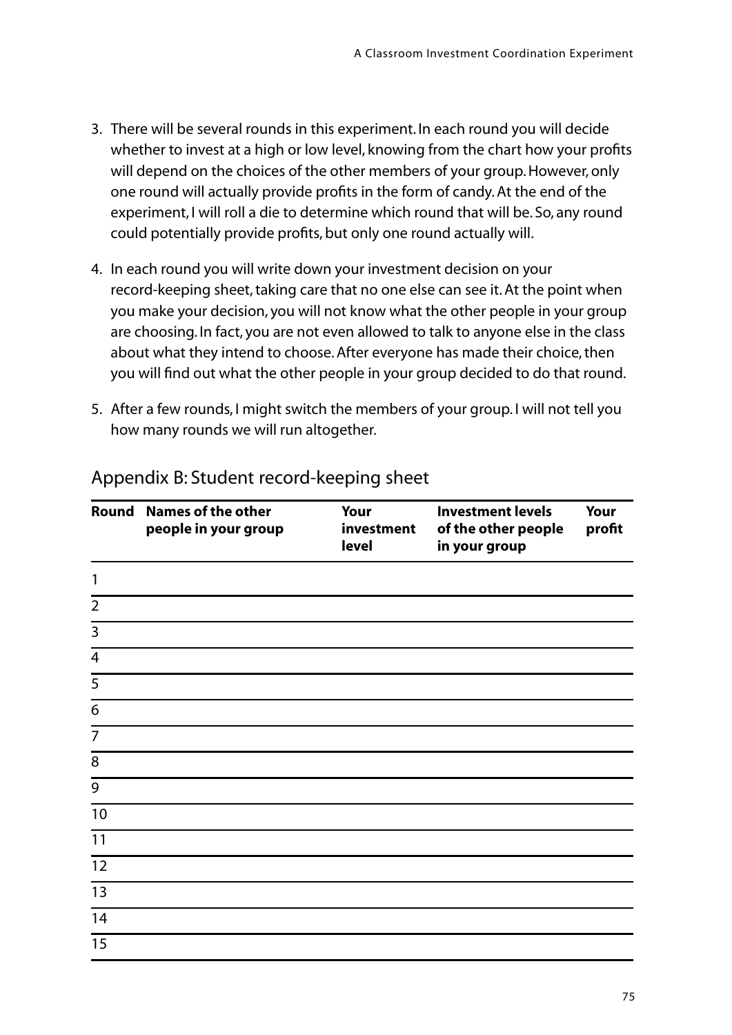3. There will be several rounds in this experiment. In each round you will decide whether to invest at a high or low level, knowing from the chart how your profits will depend on the choices of the other members of your group. However, only one round will actually provide profits in the form of candy. At the end of the experiment, I will roll a die to determine which round that will be. So, any round could potentially provide profits, but only one round actually will.

4. In each round you will write down your investment decision on your record-keeping sheet, taking care that no one else can see it. At the point when you make your decision, you will not know what the other people in your group are choosing. In fact, you are not even allowed to talk to anyone else in the class about what they intend to choose. After everyone has made their choice, then you will find out what the other people in your group decided to do that round.

5. After a few rounds, I might switch the members of your group. I will not tell you how many rounds we will run altogether.

## Appendix B: Student record-keeping sheet

| Round | Names of the other people in your group | Your investment level | Investment levels of the other people in your group | Your profit |
|---|---|---|---|---|
| 1 | | | | |
| 2 | | | | |
| 3 | | | | |
| 4 | | | | |
| 5 | | | | |
| 6 | | | | |
| 7 | | | | |
| 8 | | | | |
| 9 | | | | |
| 10 | | | | |
| 11 | | | | |
| 12 | | | | |
| 13 | | | | |
| 14 | | | | |
| 15 | | | | |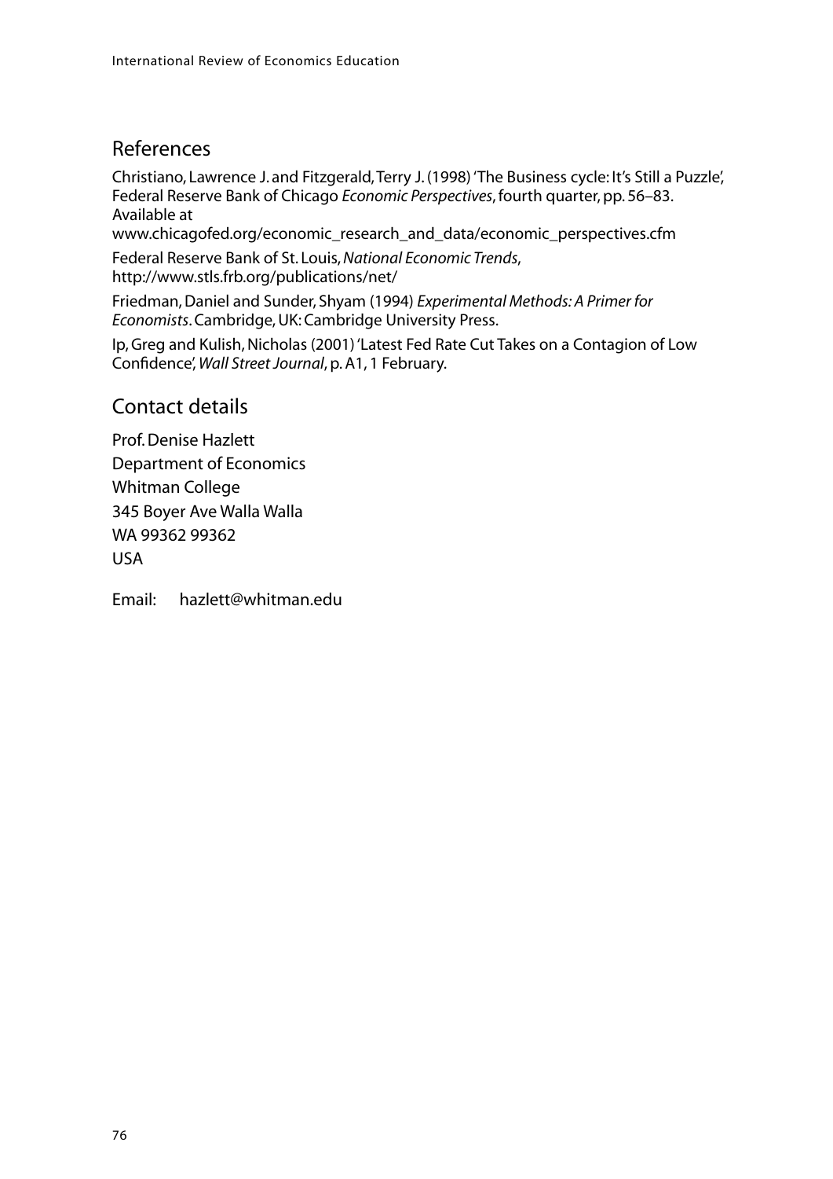## References

Christiano, Lawrence J. and Fitzgerald, Terry J. (1998) 'The Business cycle: It's Still a Puzzle', Federal Reserve Bank of Chicago *Economic Perspectives*, fourth quarter, pp. 56–83. Available at www.chicagofed.org/economic_research_and_data/economic_perspectives.cfm

Federal Reserve Bank of St. Louis, *National Economic Trends*, http://www.stls.frb.org/publications/net/

Friedman, Daniel and Sunder, Shyam (1994) *Experimental Methods: A Primer for Economists*. Cambridge, UK: Cambridge University Press.

Ip, Greg and Kulish, Nicholas (2001) 'Latest Fed Rate Cut Takes on a Contagion of Low Confidence', *Wall Street Journal*, p. A1, 1 February.

## Contact details

Prof. Denise Hazlett
Department of Economics
Whitman College
345 Boyer Ave Walla Walla
WA 99362 99362
USA

Email: hazlett@whitman.edu